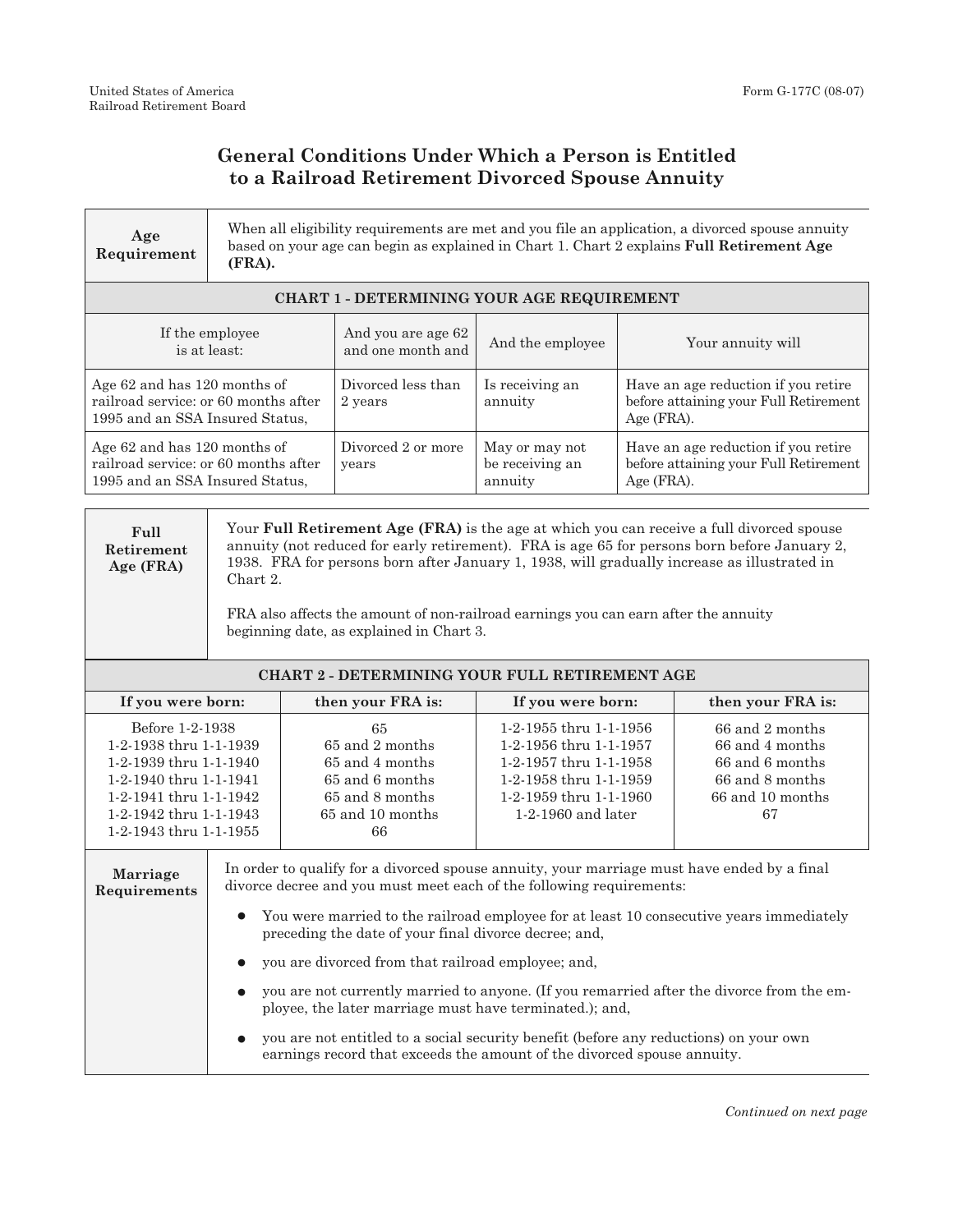United States of America
Railroad Retirement Board

Form G-177C (08-07)

# General Conditions Under Which a Person is Entitled to a Railroad Retirement Divorced Spouse Annuity

**Age Requirement**

When all eligibility requirements are met and you file an application, a divorced spouse annuity based on your age can begin as explained in Chart 1. Chart 2 explains **Full Retirement Age (FRA).**

**CHART 1 - DETERMINING YOUR AGE REQUIREMENT**

| If the employee is at least: | And you are age 62 and one month and | And the employee | Your annuity will |
|---|---|---|---|
| Age 62 and has 120 months of railroad service: or 60 months after 1995 and an SSA Insured Status, | Divorced less than 2 years | Is receiving an annuity | Have an age reduction if you retire before attaining your Full Retirement Age (FRA). |
| Age 62 and has 120 months of railroad service: or 60 months after 1995 and an SSA Insured Status, | Divorced 2 or more years | May or may not be receiving an annuity | Have an age reduction if you retire before attaining your Full Retirement Age (FRA). |

**Full Retirement Age (FRA)**

Your **Full Retirement Age (FRA)** is the age at which you can receive a full divorced spouse annuity (not reduced for early retirement). FRA is age 65 for persons born before January 2, 1938. FRA for persons born after January 1, 1938, will gradually increase as illustrated in Chart 2.

FRA also affects the amount of non-railroad earnings you can earn after the annuity beginning date, as explained in Chart 3.

**CHART 2 - DETERMINING YOUR FULL RETIREMENT AGE**

| If you were born: | then your FRA is: | If you were born: | then your FRA is: |
|---|---|---|---|
| Before 1-2-1938 | 65 | 1-2-1955 thru 1-1-1956 | 66 and 2 months |
| 1-2-1938 thru 1-1-1939 | 65 and 2 months | 1-2-1956 thru 1-1-1957 | 66 and 4 months |
| 1-2-1939 thru 1-1-1940 | 65 and 4 months | 1-2-1957 thru 1-1-1958 | 66 and 6 months |
| 1-2-1940 thru 1-1-1941 | 65 and 6 months | 1-2-1958 thru 1-1-1959 | 66 and 8 months |
| 1-2-1941 thru 1-1-1942 | 65 and 8 months | 1-2-1959 thru 1-1-1960 | 66 and 10 months |
| 1-2-1942 thru 1-1-1943 | 65 and 10 months | 1-2-1960 and later | 67 |
| 1-2-1943 thru 1-1-1955 | 66 | | |

**Marriage Requirements**

In order to qualify for a divorced spouse annuity, your marriage must have ended by a final divorce decree and you must meet each of the following requirements:

- You were married to the railroad employee for at least 10 consecutive years immediately preceding the date of your final divorce decree; and,
- you are divorced from that railroad employee; and,
- you are not currently married to anyone. (If you remarried after the divorce from the employee, the later marriage must have terminated.); and,
- you are not entitled to a social security benefit (before any reductions) on your own earnings record that exceeds the amount of the divorced spouse annuity.

*Continued on next page*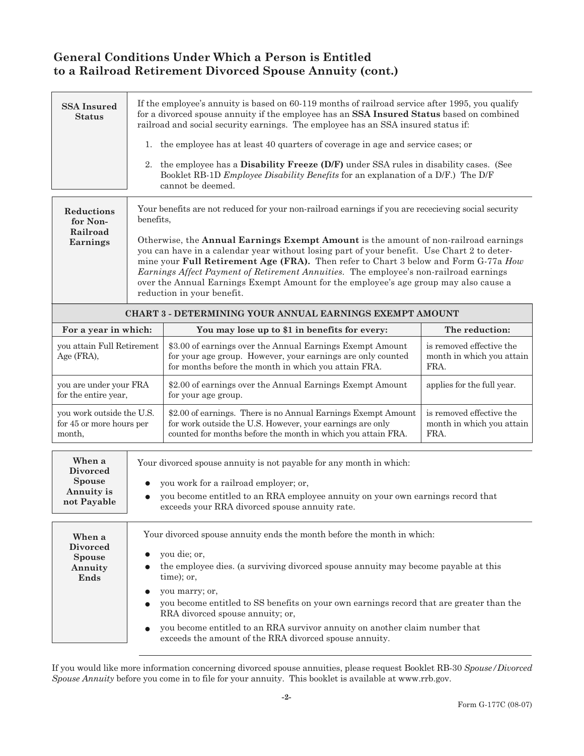## General Conditions Under Which a Person is Entitled to a Railroad Retirement Divorced Spouse Annuity (cont.)

**SSA Insured Status**

If the employee's annuity is based on 60-119 months of railroad service after 1995, you qualify for a divorced spouse annuity if the employee has an **SSA Insured Status** based on combined railroad and social security earnings. The employee has an SSA insured status if:

1. the employee has at least 40 quarters of coverage in age and service cases; or
2. the employee has a **Disability Freeze (D/F)** under SSA rules in disability cases. (See Booklet RB-1D *Employee Disability Benefits* for an explanation of a D/F.) The D/F cannot be deemed.

**Reductions for Non-Railroad Earnings**

Your benefits are not reduced for your non-railroad earnings if you are rececieving social security benefits,

Otherwise, the **Annual Earnings Exempt Amount** is the amount of non-railroad earnings you can have in a calendar year without losing part of your benefit. Use Chart 2 to determine your **Full Retirement Age (FRA).** Then refer to Chart 3 below and Form G-77a *How Earnings Affect Payment of Retirement Annuities.* The employee's non-railroad earnings over the Annual Earnings Exempt Amount for the employee's age group may also cause a reduction in your benefit.

**CHART 3 - DETERMINING YOUR ANNUAL EARNINGS EXEMPT AMOUNT**

| For a year in which: | You may lose up to $1 in benefits for every: | The reduction: |
|---|---|---|
| you attain Full Retirement Age (FRA), | $3.00 of earnings over the Annual Earnings Exempt Amount for your age group. However, your earnings are only counted for months before the month in which you attain FRA. | is removed effective the month in which you attain FRA. |
| you are under your FRA for the entire year, | $2.00 of earnings over the Annual Earnings Exempt Amount for your age group. | applies for the full year. |
| you work outside the U.S. for 45 or more hours per month, | $2.00 of earnings. There is no Annual Earnings Exempt Amount for work outside the U.S. However, your earnings are only counted for months before the month in which you attain FRA. | is removed effective the month in which you attain FRA. |

**When a Divorced Spouse Annuity is not Payable**

Your divorced spouse annuity is not payable for any month in which:

- you work for a railroad employer; or,
- you become entitled to an RRA employee annuity on your own earnings record that exceeds your RRA divorced spouse annuity rate.

**When a Divorced Spouse Annuity Ends**

Your divorced spouse annuity ends the month before the month in which:

- you die; or,
- the employee dies. (a surviving divorced spouse annuity may become payable at this time); or,
- you marry; or,
- you become entitled to SS benefits on your own earnings record that are greater than the RRA divorced spouse annuity; or,
- you become entitled to an RRA survivor annuity on another claim number that exceeds the amount of the RRA divorced spouse annuity.

---

If you would like more information concerning divorced spouse annuities, please request Booklet RB-30 *Spouse/Divorced Spouse Annuity* before you come in to file for your annuity. This booklet is available at www.rrb.gov.

Form G-177C (08-07)